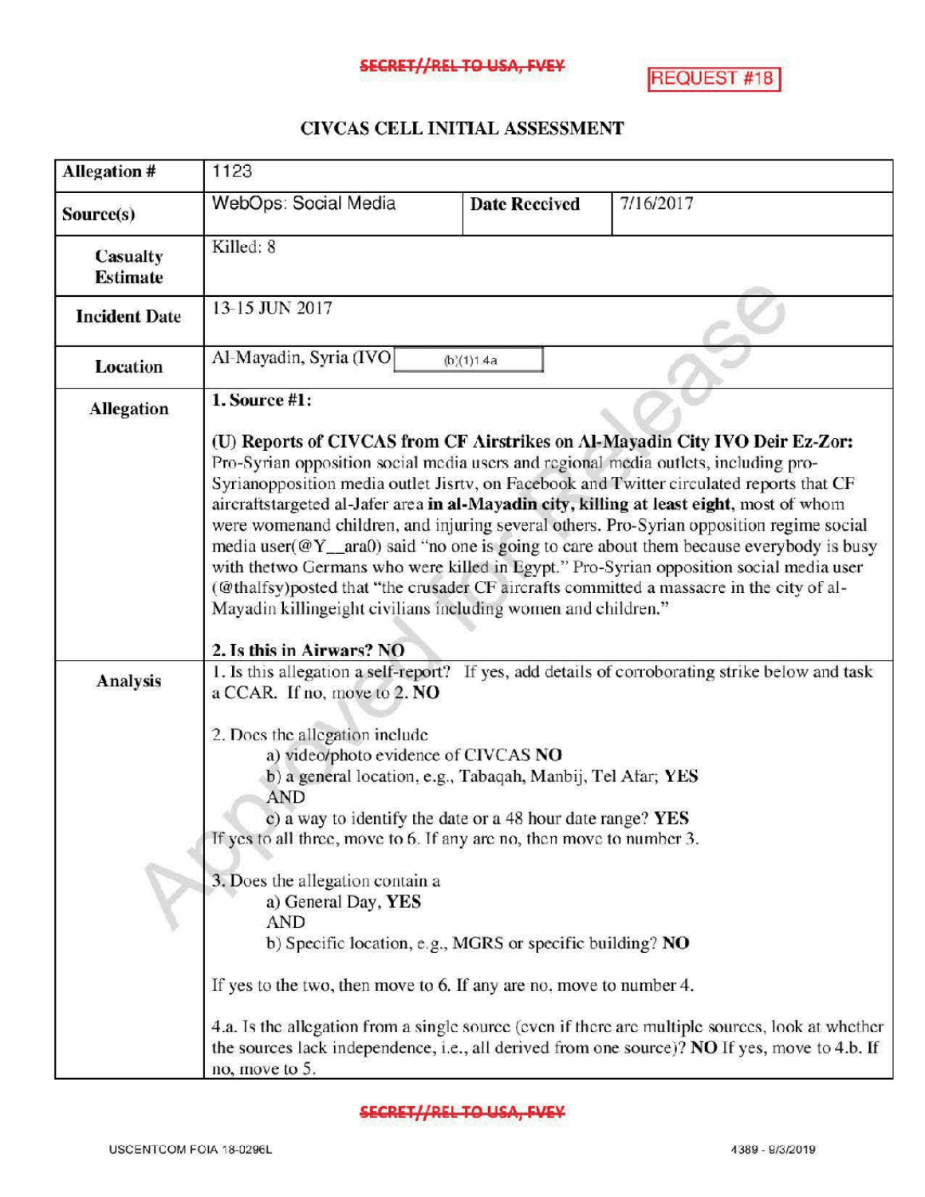SECRET//REL TO USA, FVEY

REQUEST #18

# CIVCAS CELL INITIAL ASSESSMENT

| | | | |
|---|---|---|---|
| **Allegation #** | 1123 | | |
| **Source(s)** | WebOps: Social Media | **Date Received** | 7/16/2017 |
| **Casualty Estimate** | Killed: 8 | | |
| **Incident Date** | 13-15 JUN 2017 | | |
| **Location** | Al-Mayadin, Syria (IVO (b)(1)1.4a | | |
| **Allegation** | **1. Source #1:**<br><br>**(U) Reports of CIVCAS from CF Airstrikes on Al-Mayadin City IVO Deir Ez-Zor:** Pro-Syrian opposition social media users and regional media outlets, including pro-Syrianopposition media outlet Jisrtv, on Facebook and Twitter circulated reports that CF aircraftstargeted al-Jafer area **in al-Mayadin city, killing at least eight**, most of whom were womenand children, and injuring several others. Pro-Syrian opposition regime social media user(@Y__ara0) said "no one is going to care about them because everybody is busy with thetwo Germans who were killed in Egypt." Pro-Syrian opposition social media user (@thalfsy)posted that "the crusader CF aircrafts committed a massacre in the city of al-Mayadin killingeight civilians including women and children."<br><br>**2. Is this in Airwars? NO** | | |
| **Analysis** | 1. Is this allegation a self-report? If yes, add details of corroborating strike below and task a CCAR. If no, move to 2. **NO**<br><br>2. Does the allegation include<br>a) video/photo evidence of CIVCAS **NO**<br>b) a general location, e.g., Tabaqah, Manbij, Tel Afar; **YES**<br>AND<br>c) a way to identify the date or a 48 hour date range? **YES**<br>If yes to all three, move to 6. If any are no, then move to number 3.<br><br>3. Does the allegation contain a<br>a) General Day, **YES**<br>AND<br>b) Specific location, e.g., MGRS or specific building? **NO**<br><br>If yes to the two, then move to 6. If any are no, move to number 4.<br><br>4.a. Is the allegation from a single source (even if there are multiple sources, look at whether the sources lack independence, i.e., all derived from one source)? **NO** If yes, move to 4.b. If no, move to 5. | | |

SECRET//REL TO USA, FVEY

USCENTCOM FOIA 18-0296L 4389 - 9/3/2019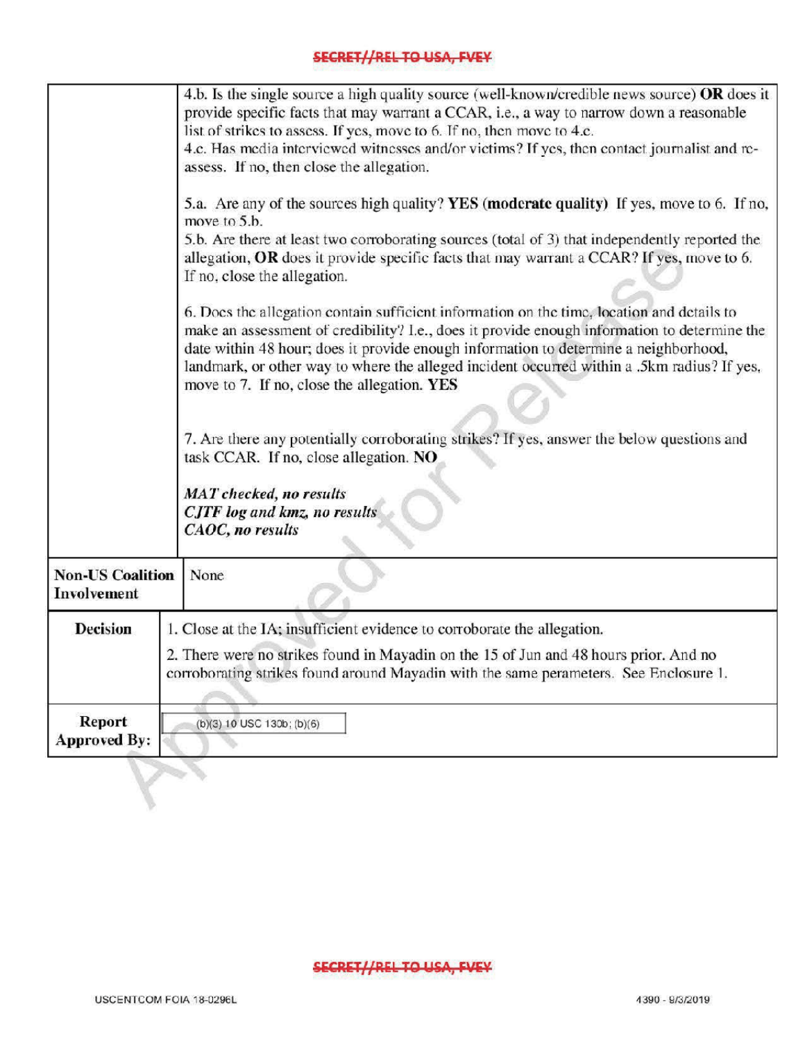SECRET//REL TO USA, FVEY

| | |
|---|---|
| | 4.b. Is the single source a high quality source (well-known/credible news source) **OR** does it provide specific facts that may warrant a CCAR, i.e., a way to narrow down a reasonable list of strikes to assess. If yes, move to 6. If no, then move to 4.c.<br>4.c. Has media interviewed witnesses and/or victims? If yes, then contact journalist and re-assess. If no, then close the allegation.<br><br>5.a. Are any of the sources high quality? **YES (moderate quality)** If yes, move to 6. If no, move to 5.b.<br>5.b. Are there at least two corroborating sources (total of 3) that independently reported the allegation, **OR** does it provide specific facts that may warrant a CCAR? If yes, move to 6. If no, close the allegation.<br><br>6. Does the allegation contain sufficient information on the time, location and details to make an assessment of credibility? I.e., does it provide enough information to determine the date within 48 hour; does it provide enough information to determine a neighborhood, landmark, or other way to where the alleged incident occurred within a .5km radius? If yes, move to 7. If no, close the allegation. **YES**<br><br>7. Are there any potentially corroborating strikes? If yes, answer the below questions and task CCAR. If no, close allegation. **NO**<br><br>***MAT checked, no results***<br>***CJTF log and kmz, no results***<br>***CAOC, no results*** |
| **Non-US Coalition Involvement** | None |
| **Decision** | 1. Close at the IA; insufficient evidence to corroborate the allegation.<br>2. There were no strikes found in Mayadin on the 15 of Jun and 48 hours prior. And no corroborating strikes found around Mayadin with the same perameters. See Enclosure 1. |
| **Report Approved By:** | (b)(3) 10 USC 130b; (b)(6) |

SECRET//REL TO USA, FVEY

USCENTCOM FOIA 18-0296L 4390 - 9/3/2019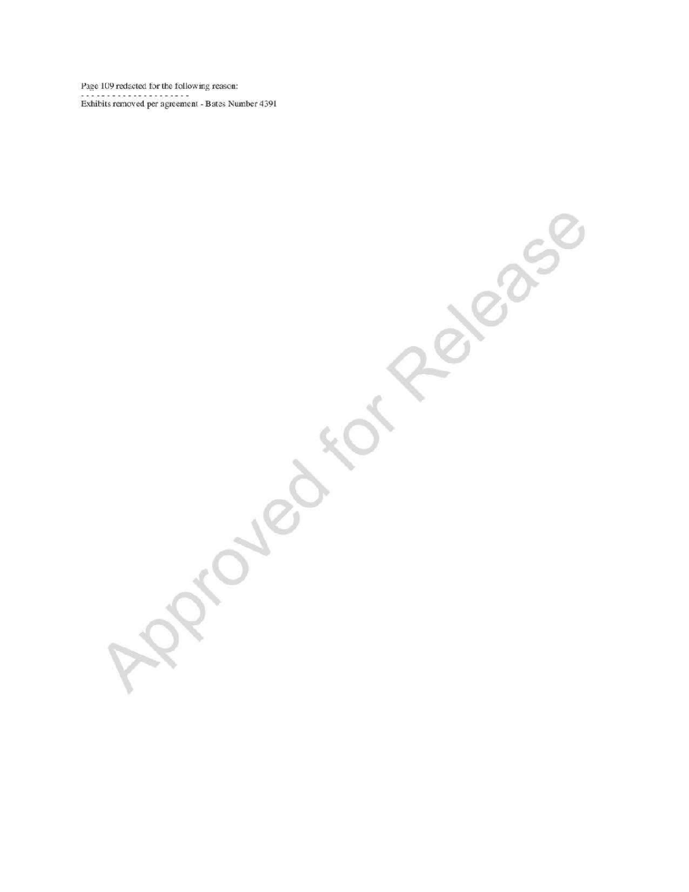Page 109 redacted for the following reason:

- - - - - - - - - - - - - - - - - - - -

Exhibits removed per agreement - Bates Number 4391

Approved for Release